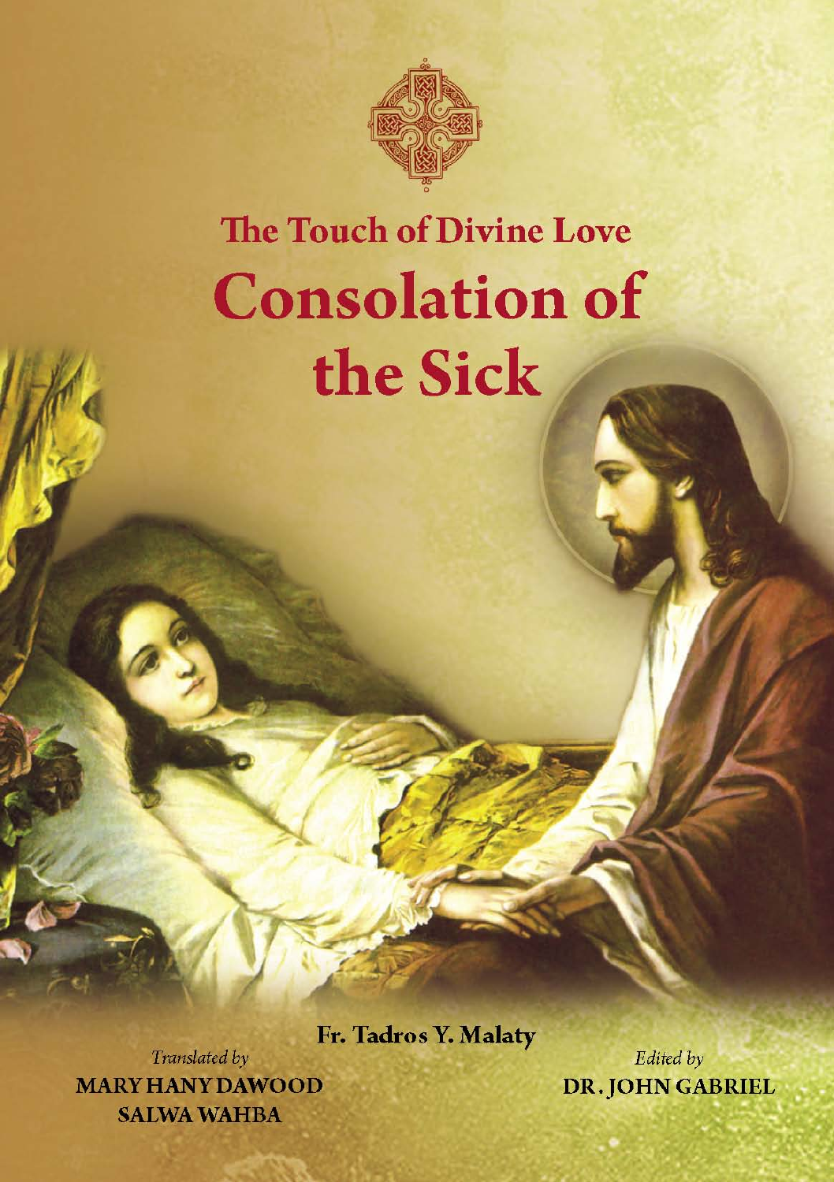# The Touch of Divine Love

# Consolation of the Sick

**Fr. Tadros Y. Malaty**

*Translated by*
**MARY HANY DAWOOD**
**SALWA WAHBA**

*Edited by*
**DR. JOHN GABRIEL**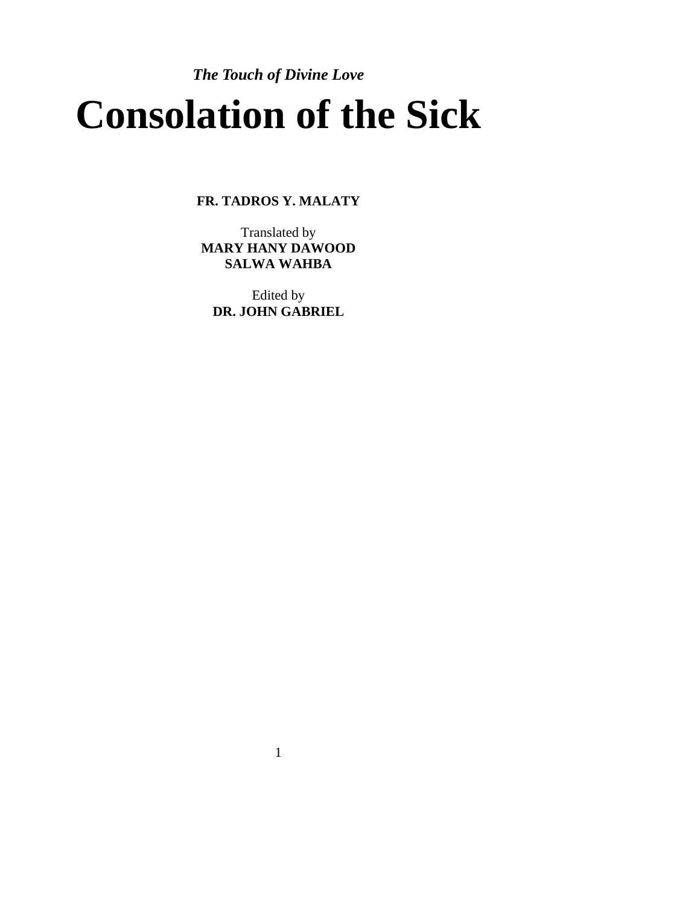***The Touch of Divine Love***

# Consolation of the Sick

**FR. TADROS Y. MALATY**

Translated by
**MARY HANY DAWOOD**
**SALWA WAHBA**

Edited by
**DR. JOHN GABRIEL**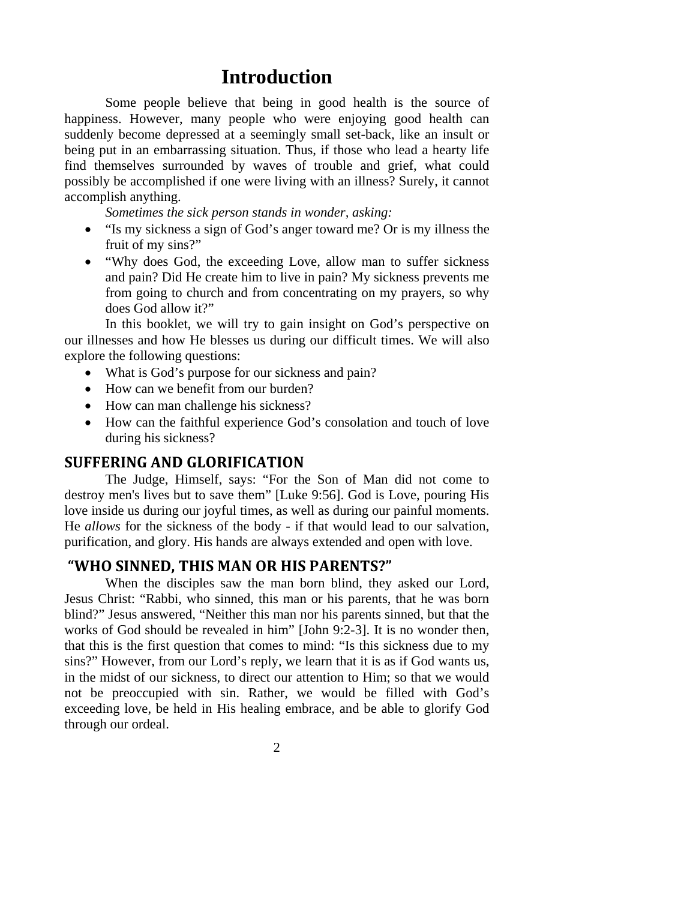# Introduction

Some people believe that being in good health is the source of happiness. However, many people who were enjoying good health can suddenly become depressed at a seemingly small set-back, like an insult or being put in an embarrassing situation. Thus, if those who lead a hearty life find themselves surrounded by waves of trouble and grief, what could possibly be accomplished if one were living with an illness? Surely, it cannot accomplish anything.

*Sometimes the sick person stands in wonder, asking:*

- "Is my sickness a sign of God's anger toward me? Or is my illness the fruit of my sins?"
- "Why does God, the exceeding Love, allow man to suffer sickness and pain? Did He create him to live in pain? My sickness prevents me from going to church and from concentrating on my prayers, so why does God allow it?"

In this booklet, we will try to gain insight on God's perspective on our illnesses and how He blesses us during our difficult times. We will also explore the following questions:

- What is God's purpose for our sickness and pain?
- How can we benefit from our burden?
- How can man challenge his sickness?
- How can the faithful experience God's consolation and touch of love during his sickness?

## SUFFERING AND GLORIFICATION

The Judge, Himself, says: "For the Son of Man did not come to destroy men's lives but to save them" [Luke 9:56]. God is Love, pouring His love inside us during our joyful times, as well as during our painful moments. He *allows* for the sickness of the body - if that would lead to our salvation, purification, and glory. His hands are always extended and open with love.

## "WHO SINNED, THIS MAN OR HIS PARENTS?"

When the disciples saw the man born blind, they asked our Lord, Jesus Christ: "Rabbi, who sinned, this man or his parents, that he was born blind?" Jesus answered, "Neither this man nor his parents sinned, but that the works of God should be revealed in him" [John 9:2-3]. It is no wonder then, that this is the first question that comes to mind: "Is this sickness due to my sins?" However, from our Lord's reply, we learn that it is as if God wants us, in the midst of our sickness, to direct our attention to Him; so that we would not be preoccupied with sin. Rather, we would be filled with God's exceeding love, be held in His healing embrace, and be able to glorify God through our ordeal.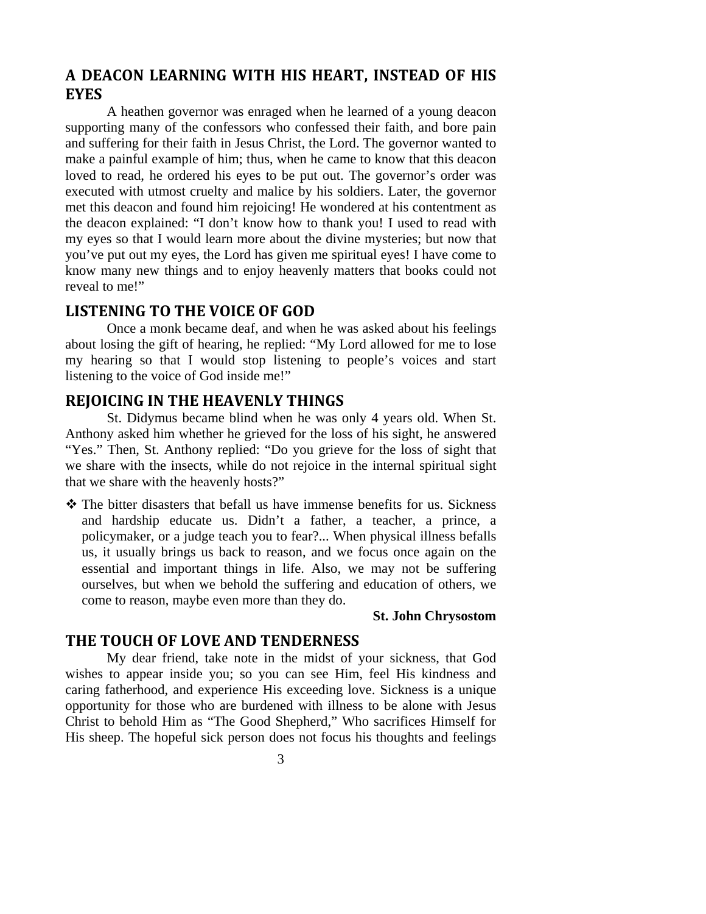## A DEACON LEARNING WITH HIS HEART, INSTEAD OF HIS EYES

A heathen governor was enraged when he learned of a young deacon supporting many of the confessors who confessed their faith, and bore pain and suffering for their faith in Jesus Christ, the Lord. The governor wanted to make a painful example of him; thus, when he came to know that this deacon loved to read, he ordered his eyes to be put out. The governor's order was executed with utmost cruelty and malice by his soldiers. Later, the governor met this deacon and found him rejoicing! He wondered at his contentment as the deacon explained: "I don't know how to thank you! I used to read with my eyes so that I would learn more about the divine mysteries; but now that you've put out my eyes, the Lord has given me spiritual eyes! I have come to know many new things and to enjoy heavenly matters that books could not reveal to me!"

## LISTENING TO THE VOICE OF GOD

Once a monk became deaf, and when he was asked about his feelings about losing the gift of hearing, he replied: "My Lord allowed for me to lose my hearing so that I would stop listening to people's voices and start listening to the voice of God inside me!"

## REJOICING IN THE HEAVENLY THINGS

St. Didymus became blind when he was only 4 years old. When St. Anthony asked him whether he grieved for the loss of his sight, he answered "Yes." Then, St. Anthony replied: "Do you grieve for the loss of sight that we share with the insects, while do not rejoice in the internal spiritual sight that we share with the heavenly hosts?"

- ❖ The bitter disasters that befall us have immense benefits for us. Sickness and hardship educate us. Didn't a father, a teacher, a prince, a policymaker, or a judge teach you to fear?... When physical illness befalls us, it usually brings us back to reason, and we focus once again on the essential and important things in life. Also, we may not be suffering ourselves, but when we behold the suffering and education of others, we come to reason, maybe even more than they do.

**St. John Chrysostom**

## THE TOUCH OF LOVE AND TENDERNESS

My dear friend, take note in the midst of your sickness, that God wishes to appear inside you; so you can see Him, feel His kindness and caring fatherhood, and experience His exceeding love. Sickness is a unique opportunity for those who are burdened with illness to be alone with Jesus Christ to behold Him as "The Good Shepherd," Who sacrifices Himself for His sheep. The hopeful sick person does not focus his thoughts and feelings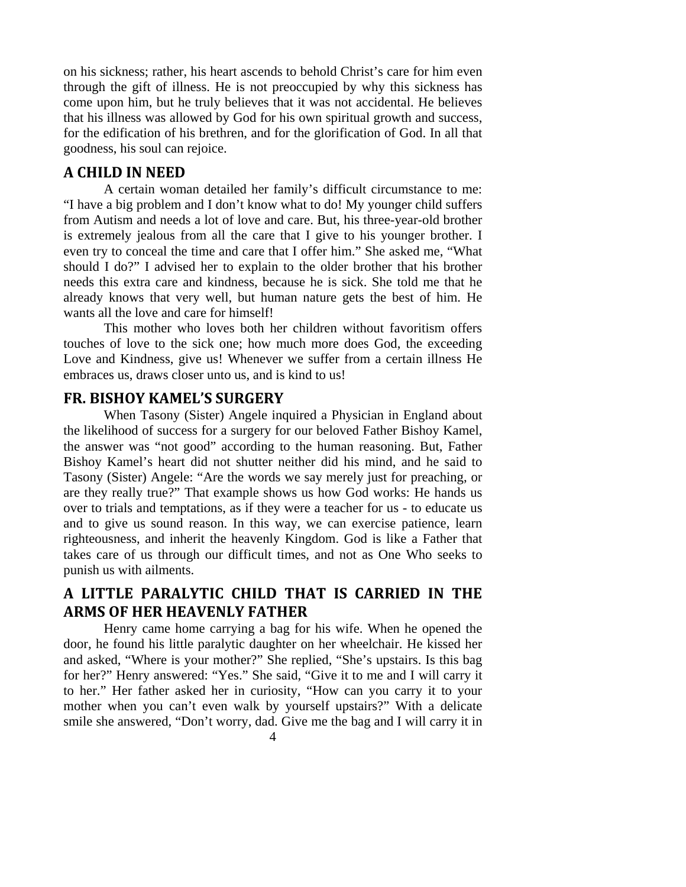on his sickness; rather, his heart ascends to behold Christ's care for him even through the gift of illness. He is not preoccupied by why this sickness has come upon him, but he truly believes that it was not accidental. He believes that his illness was allowed by God for his own spiritual growth and success, for the edification of his brethren, and for the glorification of God. In all that goodness, his soul can rejoice.

## A CHILD IN NEED

A certain woman detailed her family's difficult circumstance to me: "I have a big problem and I don't know what to do! My younger child suffers from Autism and needs a lot of love and care. But, his three-year-old brother is extremely jealous from all the care that I give to his younger brother. I even try to conceal the time and care that I offer him." She asked me, "What should I do?" I advised her to explain to the older brother that his brother needs this extra care and kindness, because he is sick. She told me that he already knows that very well, but human nature gets the best of him. He wants all the love and care for himself!

This mother who loves both her children without favoritism offers touches of love to the sick one; how much more does God, the exceeding Love and Kindness, give us! Whenever we suffer from a certain illness He embraces us, draws closer unto us, and is kind to us!

## FR. BISHOY KAMEL'S SURGERY

When Tasony (Sister) Angele inquired a Physician in England about the likelihood of success for a surgery for our beloved Father Bishoy Kamel, the answer was "not good" according to the human reasoning. But, Father Bishoy Kamel's heart did not shutter neither did his mind, and he said to Tasony (Sister) Angele: "Are the words we say merely just for preaching, or are they really true?" That example shows us how God works: He hands us over to trials and temptations, as if they were a teacher for us - to educate us and to give us sound reason. In this way, we can exercise patience, learn righteousness, and inherit the heavenly Kingdom. God is like a Father that takes care of us through our difficult times, and not as One Who seeks to punish us with ailments.

## A LITTLE PARALYTIC CHILD THAT IS CARRIED IN THE ARMS OF HER HEAVENLY FATHER

Henry came home carrying a bag for his wife. When he opened the door, he found his little paralytic daughter on her wheelchair. He kissed her and asked, "Where is your mother?" She replied, "She's upstairs. Is this bag for her?" Henry answered: "Yes." She said, "Give it to me and I will carry it to her." Her father asked her in curiosity, "How can you carry it to your mother when you can't even walk by yourself upstairs?" With a delicate smile she answered, "Don't worry, dad. Give me the bag and I will carry it in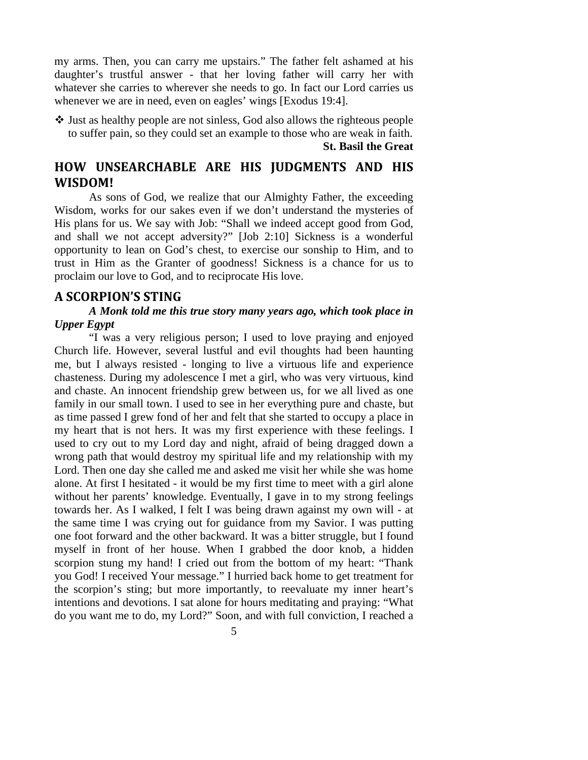my arms. Then, you can carry me upstairs." The father felt ashamed at his daughter's trustful answer - that her loving father will carry her with whatever she carries to wherever she needs to go. In fact our Lord carries us whenever we are in need, even on eagles' wings [Exodus 19:4].

- ❖ Just as healthy people are not sinless, God also allows the righteous people to suffer pain, so they could set an example to those who are weak in faith.

**St. Basil the Great**

## HOW UNSEARCHABLE ARE HIS JUDGMENTS AND HIS WISDOM!

As sons of God, we realize that our Almighty Father, the exceeding Wisdom, works for our sakes even if we don't understand the mysteries of His plans for us. We say with Job: "Shall we indeed accept good from God, and shall we not accept adversity?" [Job 2:10] Sickness is a wonderful opportunity to lean on God's chest, to exercise our sonship to Him, and to trust in Him as the Granter of goodness! Sickness is a chance for us to proclaim our love to God, and to reciprocate His love.

## A SCORPION'S STING

***A Monk told me this true story many years ago, which took place in Upper Egypt***

"I was a very religious person; I used to love praying and enjoyed Church life. However, several lustful and evil thoughts had been haunting me, but I always resisted - longing to live a virtuous life and experience chasteness. During my adolescence I met a girl, who was very virtuous, kind and chaste. An innocent friendship grew between us, for we all lived as one family in our small town. I used to see in her everything pure and chaste, but as time passed I grew fond of her and felt that she started to occupy a place in my heart that is not hers. It was my first experience with these feelings. I used to cry out to my Lord day and night, afraid of being dragged down a wrong path that would destroy my spiritual life and my relationship with my Lord. Then one day she called me and asked me visit her while she was home alone. At first I hesitated - it would be my first time to meet with a girl alone without her parents' knowledge. Eventually, I gave in to my strong feelings towards her. As I walked, I felt I was being drawn against my own will - at the same time I was crying out for guidance from my Savior. I was putting one foot forward and the other backward. It was a bitter struggle, but I found myself in front of her house. When I grabbed the door knob, a hidden scorpion stung my hand! I cried out from the bottom of my heart: "Thank you God! I received Your message." I hurried back home to get treatment for the scorpion's sting; but more importantly, to reevaluate my inner heart's intentions and devotions. I sat alone for hours meditating and praying: "What do you want me to do, my Lord?" Soon, and with full conviction, I reached a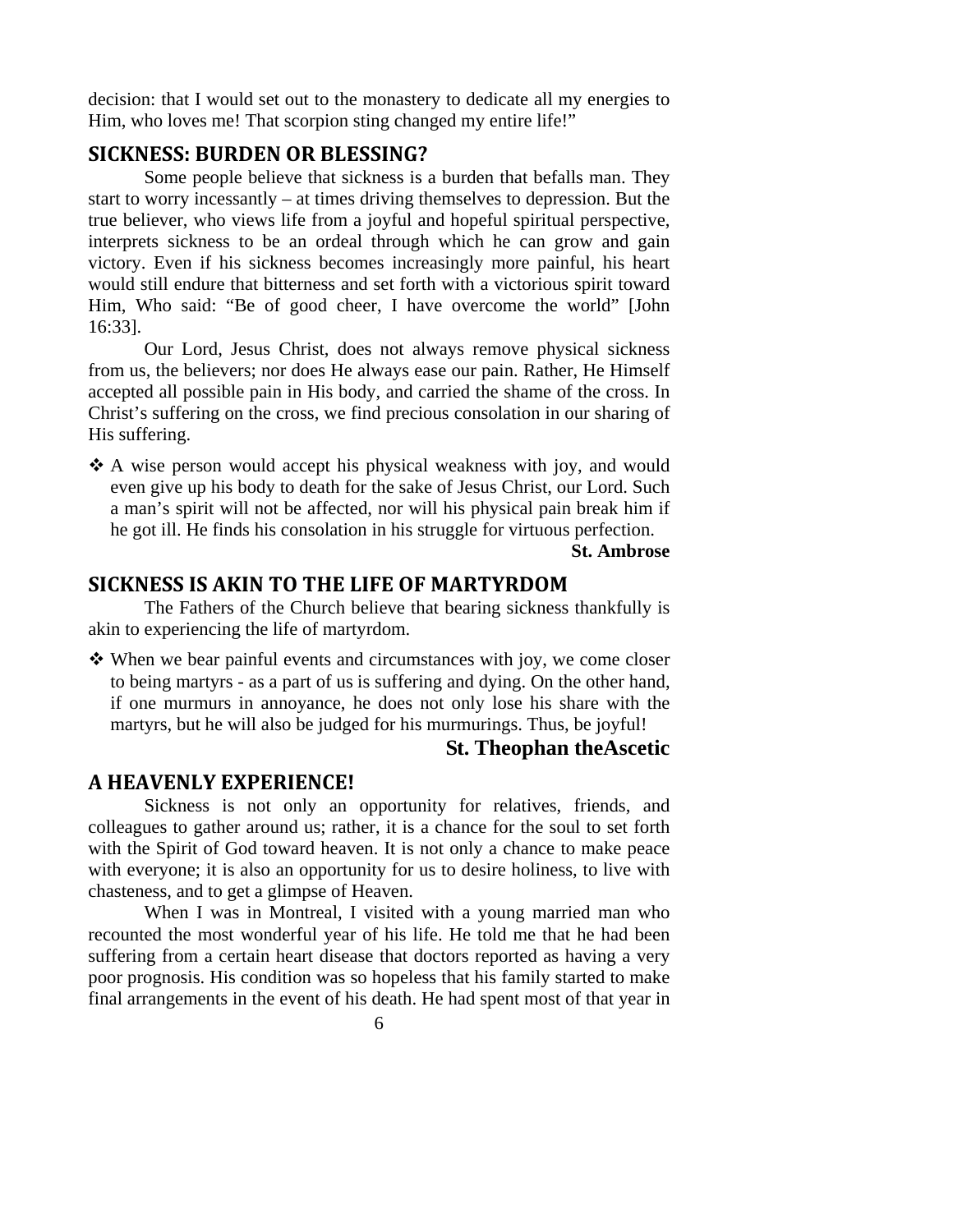decision: that I would set out to the monastery to dedicate all my energies to Him, who loves me! That scorpion sting changed my entire life!"

## SICKNESS: BURDEN OR BLESSING?

Some people believe that sickness is a burden that befalls man. They start to worry incessantly – at times driving themselves to depression. But the true believer, who views life from a joyful and hopeful spiritual perspective, interprets sickness to be an ordeal through which he can grow and gain victory. Even if his sickness becomes increasingly more painful, his heart would still endure that bitterness and set forth with a victorious spirit toward Him, Who said: "Be of good cheer, I have overcome the world" [John 16:33].

Our Lord, Jesus Christ, does not always remove physical sickness from us, the believers; nor does He always ease our pain. Rather, He Himself accepted all possible pain in His body, and carried the shame of the cross. In Christ's suffering on the cross, we find precious consolation in our sharing of His suffering.

- A wise person would accept his physical weakness with joy, and would even give up his body to death for the sake of Jesus Christ, our Lord. Such a man's spirit will not be affected, nor will his physical pain break him if he got ill. He finds his consolation in his struggle for virtuous perfection.

**St. Ambrose**

## SICKNESS IS AKIN TO THE LIFE OF MARTYRDOM

The Fathers of the Church believe that bearing sickness thankfully is akin to experiencing the life of martyrdom.

- When we bear painful events and circumstances with joy, we come closer to being martyrs - as a part of us is suffering and dying. On the other hand, if one murmurs in annoyance, he does not only lose his share with the martyrs, but he will also be judged for his murmurings. Thus, be joyful!

**St. Theophan theAscetic**

## A HEAVENLY EXPERIENCE!

Sickness is not only an opportunity for relatives, friends, and colleagues to gather around us; rather, it is a chance for the soul to set forth with the Spirit of God toward heaven. It is not only a chance to make peace with everyone; it is also an opportunity for us to desire holiness, to live with chasteness, and to get a glimpse of Heaven.

When I was in Montreal, I visited with a young married man who recounted the most wonderful year of his life. He told me that he had been suffering from a certain heart disease that doctors reported as having a very poor prognosis. His condition was so hopeless that his family started to make final arrangements in the event of his death. He had spent most of that year in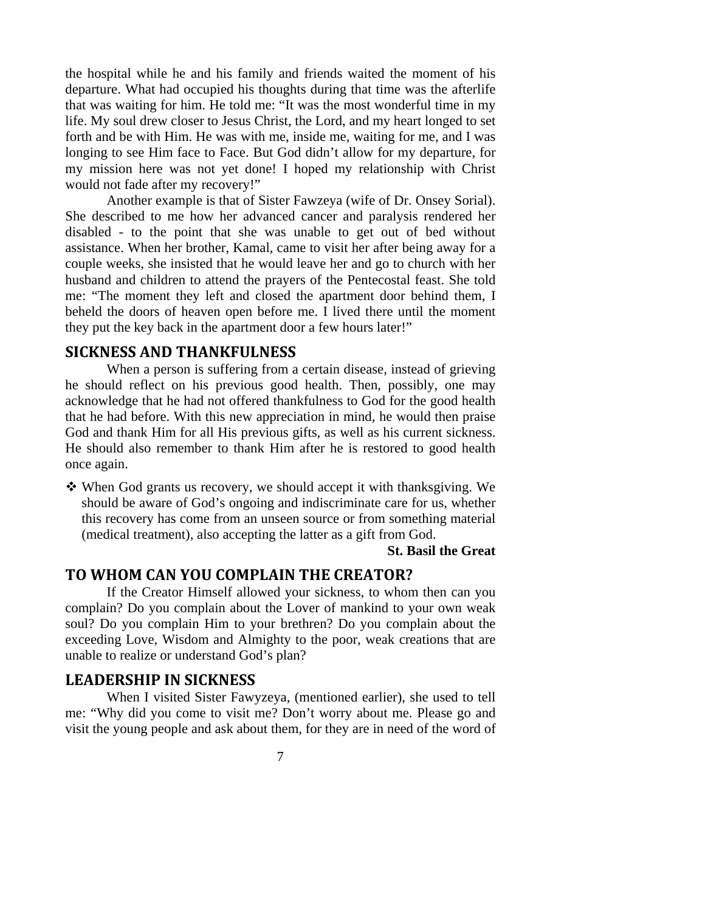the hospital while he and his family and friends waited the moment of his departure. What had occupied his thoughts during that time was the afterlife that was waiting for him. He told me: "It was the most wonderful time in my life. My soul drew closer to Jesus Christ, the Lord, and my heart longed to set forth and be with Him. He was with me, inside me, waiting for me, and I was longing to see Him face to Face. But God didn't allow for my departure, for my mission here was not yet done! I hoped my relationship with Christ would not fade after my recovery!"

Another example is that of Sister Fawzeya (wife of Dr. Onsey Sorial). She described to me how her advanced cancer and paralysis rendered her disabled - to the point that she was unable to get out of bed without assistance. When her brother, Kamal, came to visit her after being away for a couple weeks, she insisted that he would leave her and go to church with her husband and children to attend the prayers of the Pentecostal feast. She told me: "The moment they left and closed the apartment door behind them, I beheld the doors of heaven open before me. I lived there until the moment they put the key back in the apartment door a few hours later!"

## SICKNESS AND THANKFULNESS

When a person is suffering from a certain disease, instead of grieving he should reflect on his previous good health. Then, possibly, one may acknowledge that he had not offered thankfulness to God for the good health that he had before. With this new appreciation in mind, he would then praise God and thank Him for all His previous gifts, as well as his current sickness. He should also remember to thank Him after he is restored to good health once again.

- When God grants us recovery, we should accept it with thanksgiving. We should be aware of God's ongoing and indiscriminate care for us, whether this recovery has come from an unseen source or from something material (medical treatment), also accepting the latter as a gift from God.

**St. Basil the Great**

## TO WHOM CAN YOU COMPLAIN THE CREATOR?

If the Creator Himself allowed your sickness, to whom then can you complain? Do you complain about the Lover of mankind to your own weak soul? Do you complain Him to your brethren? Do you complain about the exceeding Love, Wisdom and Almighty to the poor, weak creations that are unable to realize or understand God's plan?

## LEADERSHIP IN SICKNESS

When I visited Sister Fawyzeya, (mentioned earlier), she used to tell me: "Why did you come to visit me? Don't worry about me. Please go and visit the young people and ask about them, for they are in need of the word of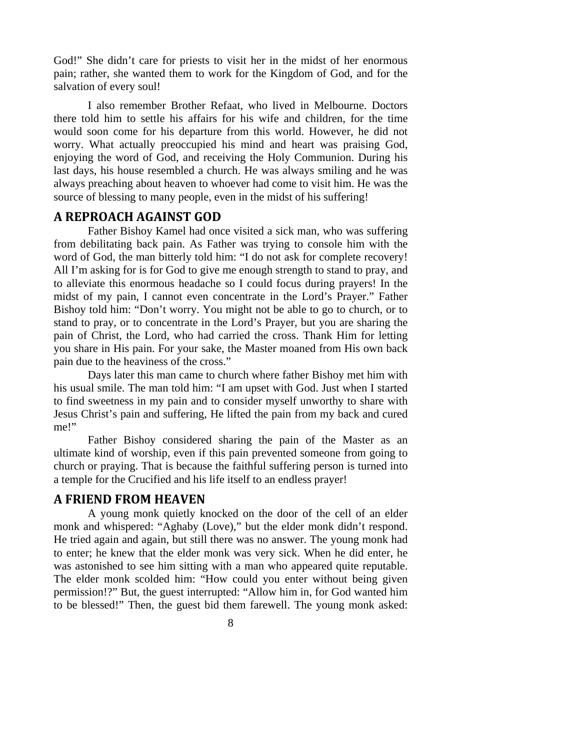God!" She didn't care for priests to visit her in the midst of her enormous pain; rather, she wanted them to work for the Kingdom of God, and for the salvation of every soul!

I also remember Brother Refaat, who lived in Melbourne. Doctors there told him to settle his affairs for his wife and children, for the time would soon come for his departure from this world. However, he did not worry. What actually preoccupied his mind and heart was praising God, enjoying the word of God, and receiving the Holy Communion. During his last days, his house resembled a church. He was always smiling and he was always preaching about heaven to whoever had come to visit him. He was the source of blessing to many people, even in the midst of his suffering!

## A REPROACH AGAINST GOD

Father Bishoy Kamel had once visited a sick man, who was suffering from debilitating back pain. As Father was trying to console him with the word of God, the man bitterly told him: "I do not ask for complete recovery! All I'm asking for is for God to give me enough strength to stand to pray, and to alleviate this enormous headache so I could focus during prayers! In the midst of my pain, I cannot even concentrate in the Lord's Prayer." Father Bishoy told him: "Don't worry. You might not be able to go to church, or to stand to pray, or to concentrate in the Lord's Prayer, but you are sharing the pain of Christ, the Lord, who had carried the cross. Thank Him for letting you share in His pain. For your sake, the Master moaned from His own back pain due to the heaviness of the cross."

Days later this man came to church where father Bishoy met him with his usual smile. The man told him: "I am upset with God. Just when I started to find sweetness in my pain and to consider myself unworthy to share with Jesus Christ's pain and suffering, He lifted the pain from my back and cured me!"

Father Bishoy considered sharing the pain of the Master as an ultimate kind of worship, even if this pain prevented someone from going to church or praying. That is because the faithful suffering person is turned into a temple for the Crucified and his life itself to an endless prayer!

## A FRIEND FROM HEAVEN

A young monk quietly knocked on the door of the cell of an elder monk and whispered: "Aghaby (Love)," but the elder monk didn't respond. He tried again and again, but still there was no answer. The young monk had to enter; he knew that the elder monk was very sick. When he did enter, he was astonished to see him sitting with a man who appeared quite reputable. The elder monk scolded him: "How could you enter without being given permission!?" But, the guest interrupted: "Allow him in, for God wanted him to be blessed!" Then, the guest bid them farewell. The young monk asked: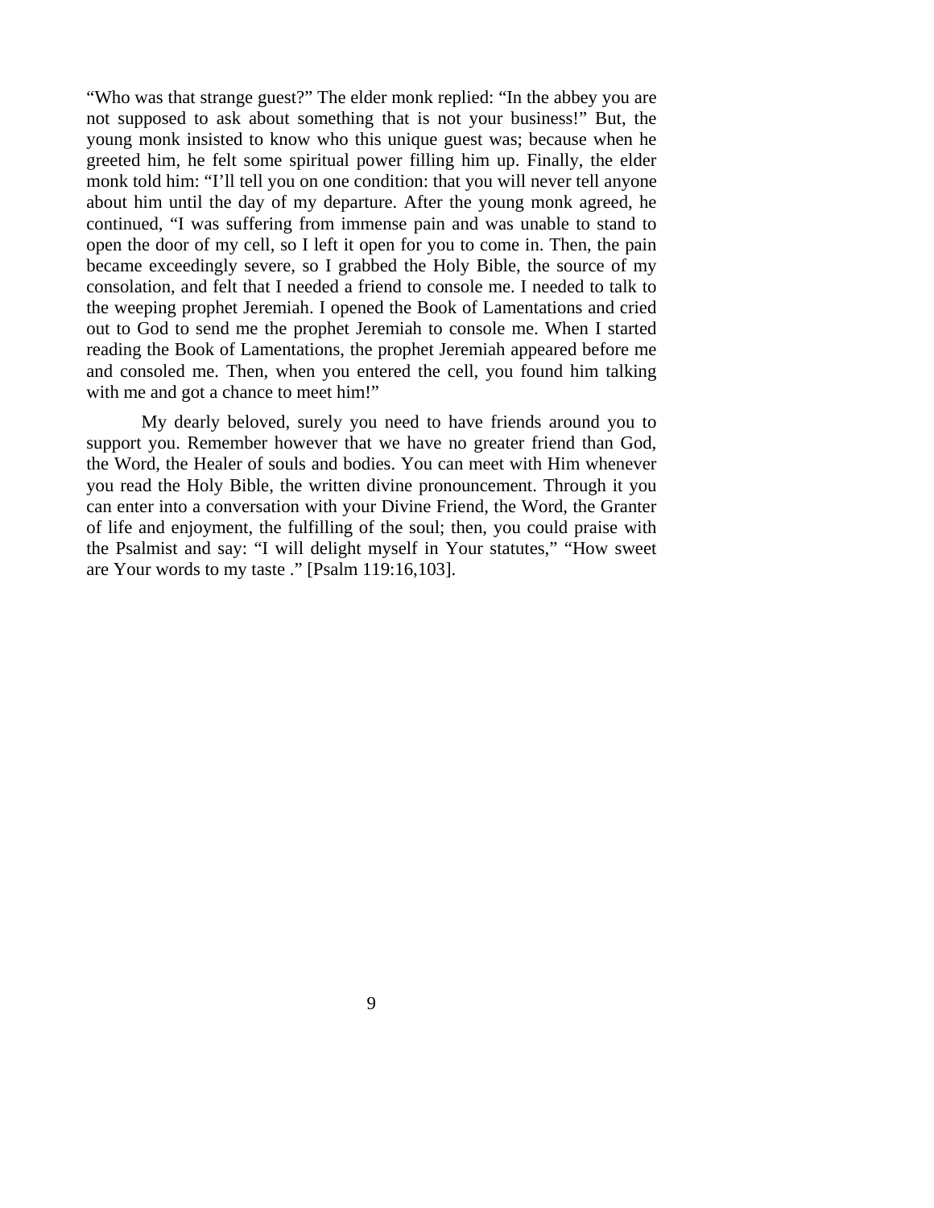"Who was that strange guest?" The elder monk replied: "In the abbey you are not supposed to ask about something that is not your business!" But, the young monk insisted to know who this unique guest was; because when he greeted him, he felt some spiritual power filling him up. Finally, the elder monk told him: "I'll tell you on one condition: that you will never tell anyone about him until the day of my departure. After the young monk agreed, he continued, "I was suffering from immense pain and was unable to stand to open the door of my cell, so I left it open for you to come in. Then, the pain became exceedingly severe, so I grabbed the Holy Bible, the source of my consolation, and felt that I needed a friend to console me. I needed to talk to the weeping prophet Jeremiah. I opened the Book of Lamentations and cried out to God to send me the prophet Jeremiah to console me. When I started reading the Book of Lamentations, the prophet Jeremiah appeared before me and consoled me. Then, when you entered the cell, you found him talking with me and got a chance to meet him!"

My dearly beloved, surely you need to have friends around you to support you. Remember however that we have no greater friend than God, the Word, the Healer of souls and bodies. You can meet with Him whenever you read the Holy Bible, the written divine pronouncement. Through it you can enter into a conversation with your Divine Friend, the Word, the Granter of life and enjoyment, the fulfilling of the soul; then, you could praise with the Psalmist and say: "I will delight myself in Your statutes," "How sweet are Your words to my taste ." [Psalm 119:16,103].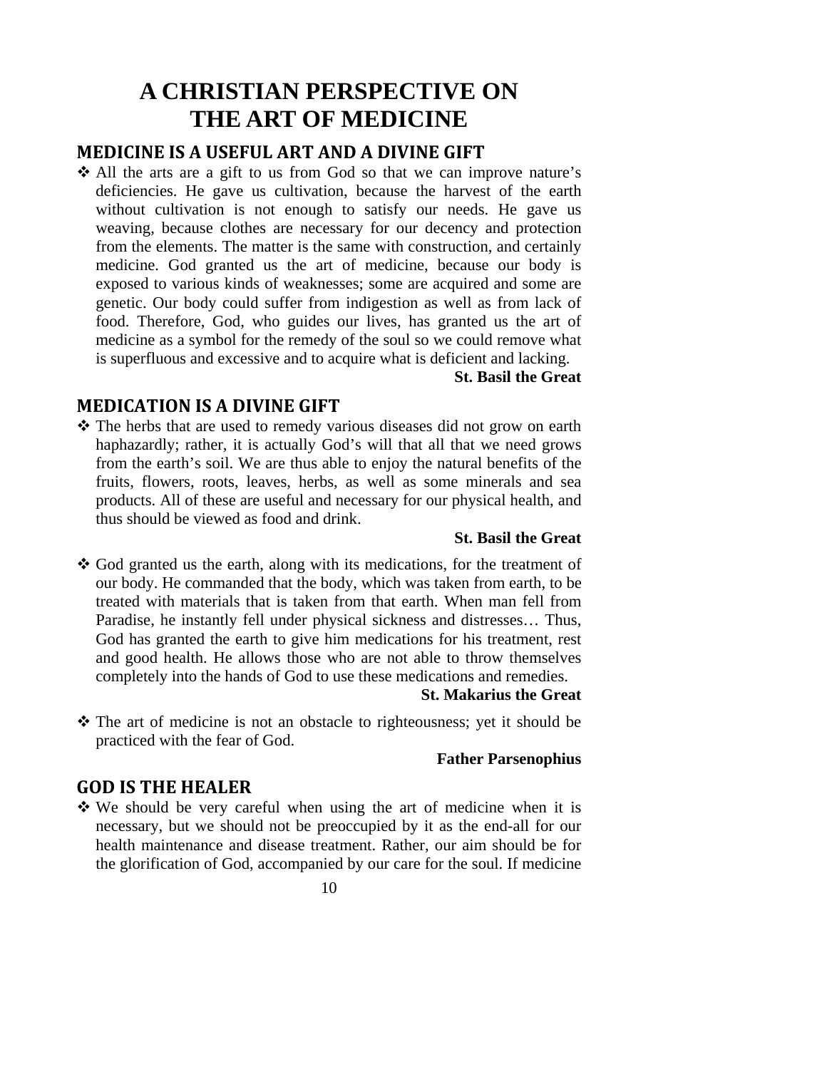# A CHRISTIAN PERSPECTIVE ON THE ART OF MEDICINE

## MEDICINE IS A USEFUL ART AND A DIVINE GIFT

- All the arts are a gift to us from God so that we can improve nature's deficiencies. He gave us cultivation, because the harvest of the earth without cultivation is not enough to satisfy our needs. He gave us weaving, because clothes are necessary for our decency and protection from the elements. The matter is the same with construction, and certainly medicine. God granted us the art of medicine, because our body is exposed to various kinds of weaknesses; some are acquired and some are genetic. Our body could suffer from indigestion as well as from lack of food. Therefore, God, who guides our lives, has granted us the art of medicine as a symbol for the remedy of the soul so we could remove what is superfluous and excessive and to acquire what is deficient and lacking.

**St. Basil the Great**

## MEDICATION IS A DIVINE GIFT

- The herbs that are used to remedy various diseases did not grow on earth haphazardly; rather, it is actually God's will that all that we need grows from the earth's soil. We are thus able to enjoy the natural benefits of the fruits, flowers, roots, leaves, herbs, as well as some minerals and sea products. All of these are useful and necessary for our physical health, and thus should be viewed as food and drink.

**St. Basil the Great**

- God granted us the earth, along with its medications, for the treatment of our body. He commanded that the body, which was taken from earth, to be treated with materials that is taken from that earth. When man fell from Paradise, he instantly fell under physical sickness and distresses… Thus, God has granted the earth to give him medications for his treatment, rest and good health. He allows those who are not able to throw themselves completely into the hands of God to use these medications and remedies.

**St. Makarius the Great**

- The art of medicine is not an obstacle to righteousness; yet it should be practiced with the fear of God.

**Father Parsenophius**

## GOD IS THE HEALER

- We should be very careful when using the art of medicine when it is necessary, but we should not be preoccupied by it as the end-all for our health maintenance and disease treatment. Rather, our aim should be for the glorification of God, accompanied by our care for the soul. If medicine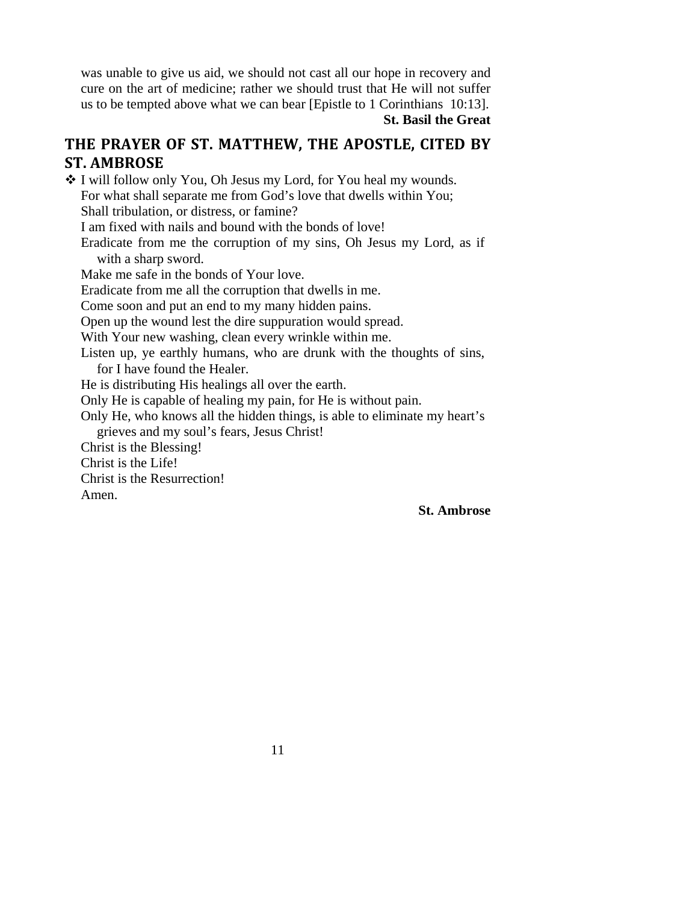was unable to give us aid, we should not cast all our hope in recovery and cure on the art of medicine; rather we should trust that He will not suffer us to be tempted above what we can bear [Epistle to 1 Corinthians 10:13].

**St. Basil the Great**

## THE PRAYER OF ST. MATTHEW, THE APOSTLE, CITED BY ST. AMBROSE

❖ I will follow only You, Oh Jesus my Lord, for You heal my wounds.
For what shall separate me from God's love that dwells within You;
Shall tribulation, or distress, or famine?
I am fixed with nails and bound with the bonds of love!
Eradicate from me the corruption of my sins, Oh Jesus my Lord, as if with a sharp sword.
Make me safe in the bonds of Your love.
Eradicate from me all the corruption that dwells in me.
Come soon and put an end to my many hidden pains.
Open up the wound lest the dire suppuration would spread.
With Your new washing, clean every wrinkle within me.
Listen up, ye earthly humans, who are drunk with the thoughts of sins, for I have found the Healer.
He is distributing His healings all over the earth.
Only He is capable of healing my pain, for He is without pain.
Only He, who knows all the hidden things, is able to eliminate my heart's grieves and my soul's fears, Jesus Christ!
Christ is the Blessing!
Christ is the Life!
Christ is the Resurrection!
Amen.

**St. Ambrose**